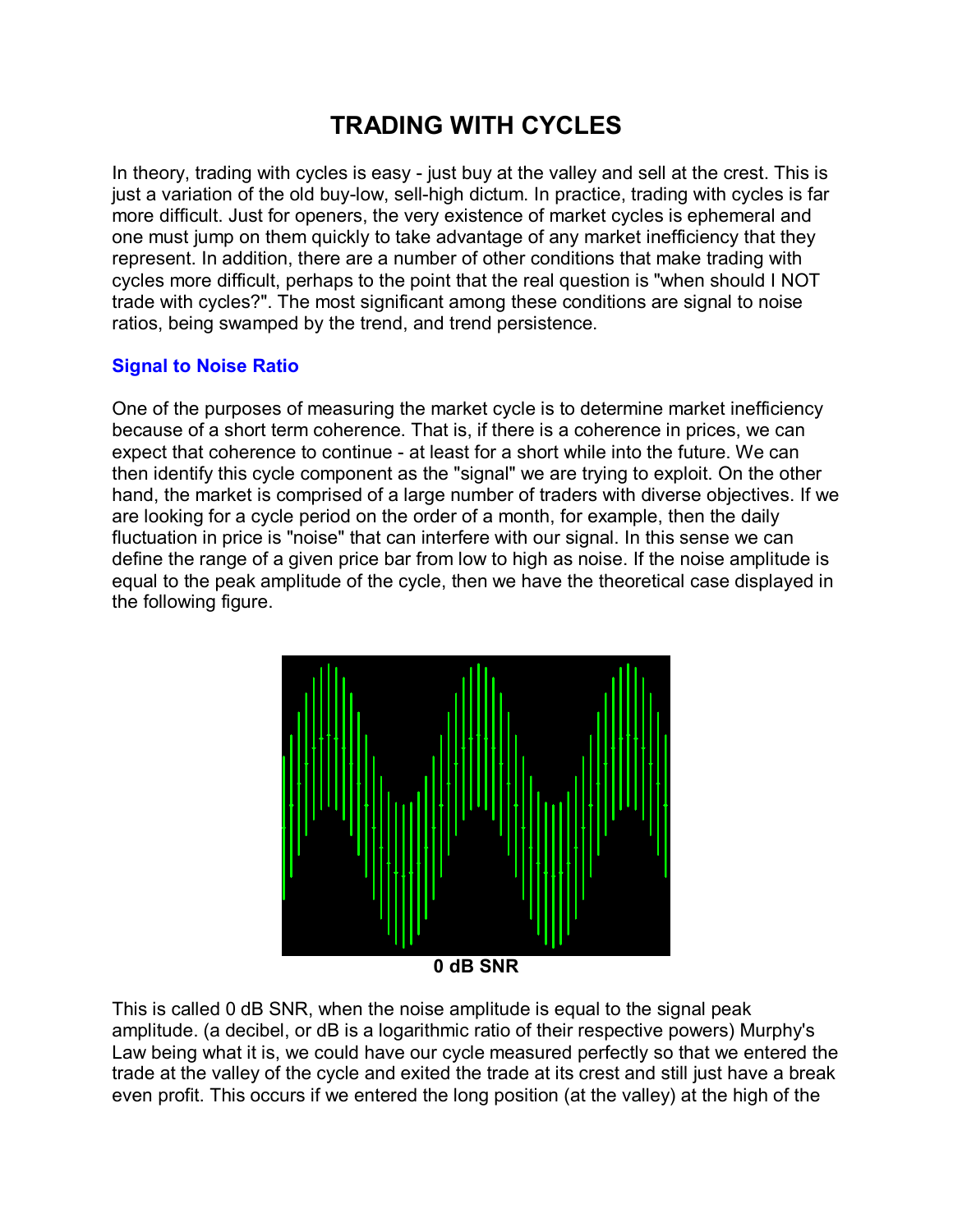# TRADING WITH CYCLES

In theory, trading with cycles is easy - just buy at the valley and sell at the crest. This is just a variation of the old buy-low, sell-high dictum. In practice, trading with cycles is far more difficult. Just for openers, the very existence of market cycles is ephemeral and one must jump on them quickly to take advantage of any market inefficiency that they represent. In addition, there are a number of other conditions that make trading with cycles more difficult, perhaps to the point that the real question is "when should I NOT trade with cycles?". The most significant among these conditions are signal to noise ratios, being swamped by the trend, and trend persistence.

## Signal to Noise Ratio

One of the purposes of measuring the market cycle is to determine market inefficiency because of a short term coherence. That is, if there is a coherence in prices, we can expect that coherence to continue - at least for a short while into the future. We can then identify this cycle component as the "signal" we are trying to exploit. On the other hand, the market is comprised of a large number of traders with diverse objectives. If we are looking for a cycle period on the order of a month, for example, then the daily fluctuation in price is "noise" that can interfere with our signal. In this sense we can define the range of a given price bar from low to high as noise. If the noise amplitude is equal to the peak amplitude of the cycle, then we have the theoretical case displayed in the following figure.

**0 dB SNR**

This is called 0 dB SNR, when the noise amplitude is equal to the signal peak amplitude. (a decibel, or dB is a logarithmic ratio of their respective powers) Murphy's Law being what it is, we could have our cycle measured perfectly so that we entered the trade at the valley of the cycle and exited the trade at its crest and still just have a break even profit. This occurs if we entered the long position (at the valley) at the high of the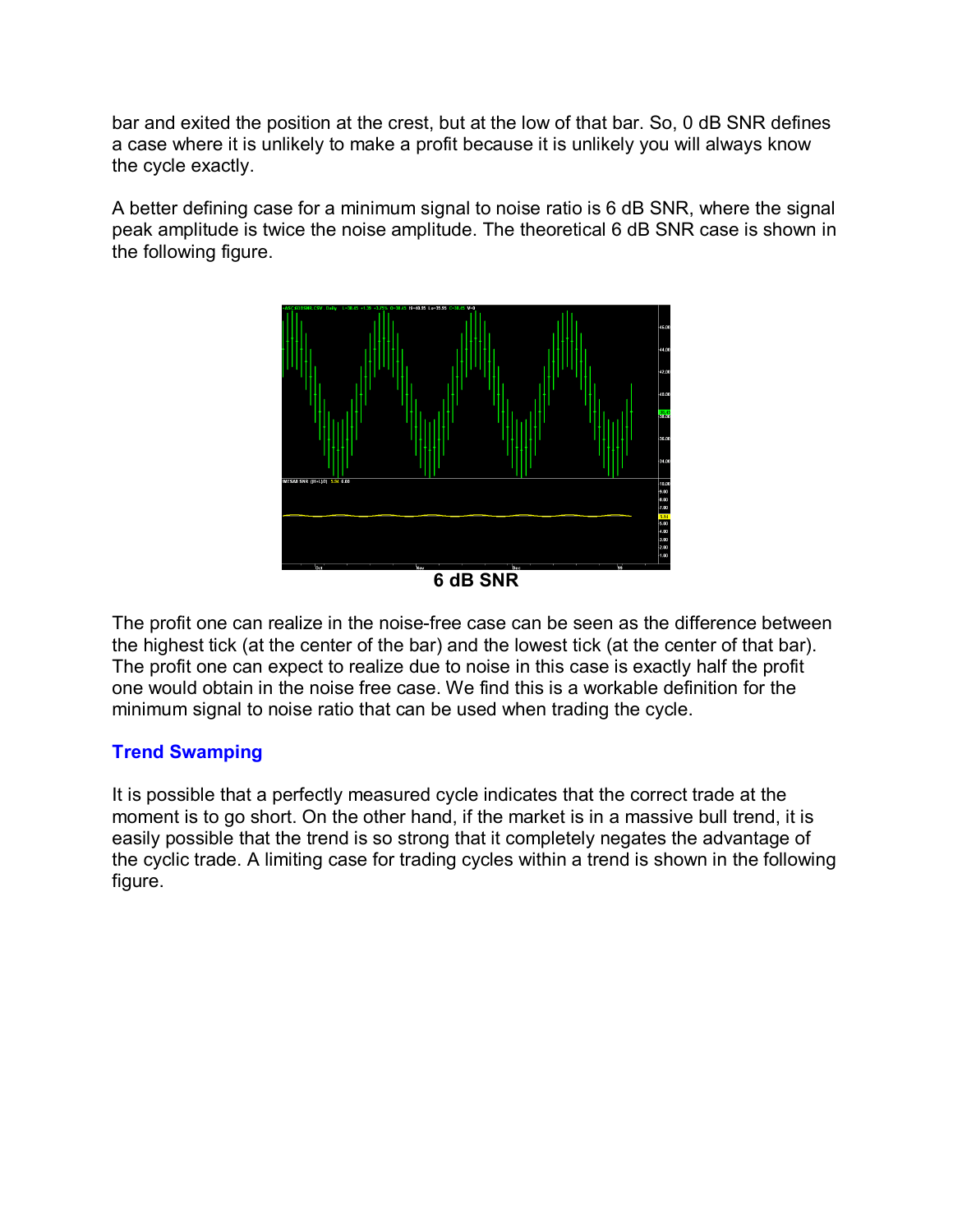bar and exited the position at the crest, but at the low of that bar. So, 0 dB SNR defines a case where it is unlikely to make a profit because it is unlikely you will always know the cycle exactly.

A better defining case for a minimum signal to noise ratio is 6 dB SNR, where the signal peak amplitude is twice the noise amplitude. The theoretical 6 dB SNR case is shown in the following figure.

**6 dB SNR**

The profit one can realize in the noise-free case can be seen as the difference between the highest tick (at the center of the bar) and the lowest tick (at the center of that bar). The profit one can expect to realize due to noise in this case is exactly half the profit one would obtain in the noise free case. We find this is a workable definition for the minimum signal to noise ratio that can be used when trading the cycle.

## Trend Swamping

It is possible that a perfectly measured cycle indicates that the correct trade at the moment is to go short. On the other hand, if the market is in a massive bull trend, it is easily possible that the trend is so strong that it completely negates the advantage of the cyclic trade. A limiting case for trading cycles within a trend is shown in the following figure.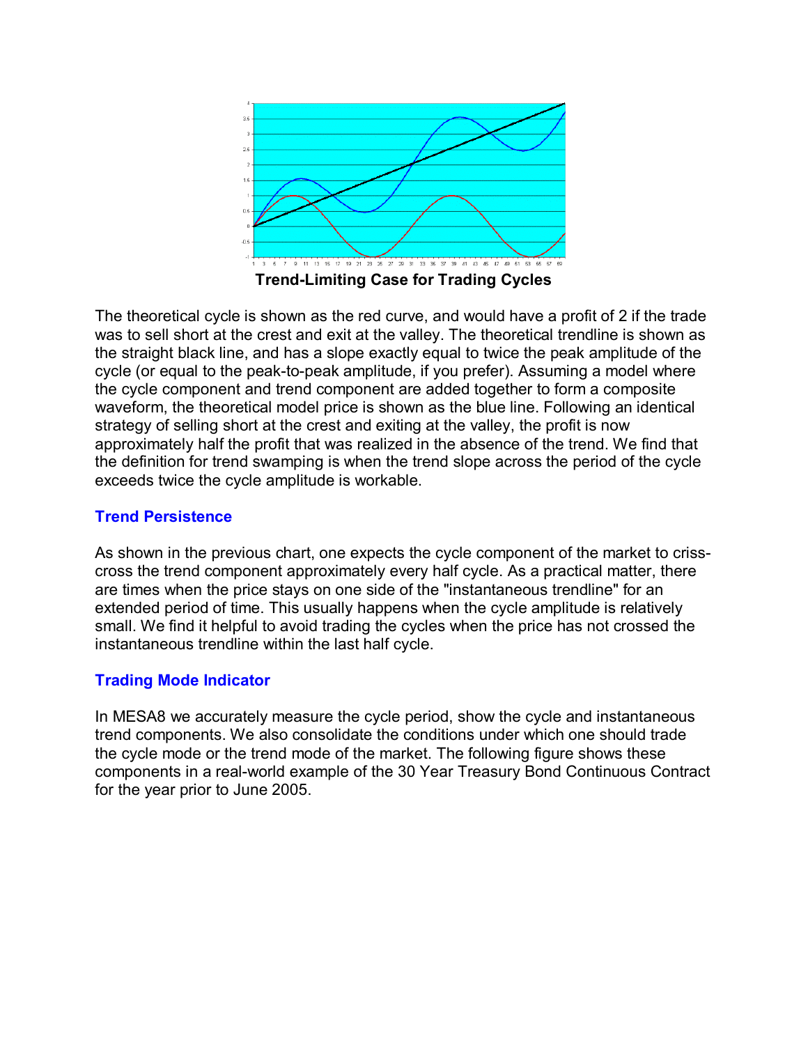**Trend-Limiting Case for Trading Cycles**

The theoretical cycle is shown as the red curve, and would have a profit of 2 if the trade was to sell short at the crest and exit at the valley. The theoretical trendline is shown as the straight black line, and has a slope exactly equal to twice the peak amplitude of the cycle (or equal to the peak-to-peak amplitude, if you prefer). Assuming a model where the cycle component and trend component are added together to form a composite waveform, the theoretical model price is shown as the blue line. Following an identical strategy of selling short at the crest and exiting at the valley, the profit is now approximately half the profit that was realized in the absence of the trend. We find that the definition for trend swamping is when the trend slope across the period of the cycle exceeds twice the cycle amplitude is workable.

### Trend Persistence

As shown in the previous chart, one expects the cycle component of the market to criss-cross the trend component approximately every half cycle. As a practical matter, there are times when the price stays on one side of the "instantaneous trendline" for an extended period of time. This usually happens when the cycle amplitude is relatively small. We find it helpful to avoid trading the cycles when the price has not crossed the instantaneous trendline within the last half cycle.

### Trading Mode Indicator

In MESA8 we accurately measure the cycle period, show the cycle and instantaneous trend components. We also consolidate the conditions under which one should trade the cycle mode or the trend mode of the market. The following figure shows these components in a real-world example of the 30 Year Treasury Bond Continuous Contract for the year prior to June 2005.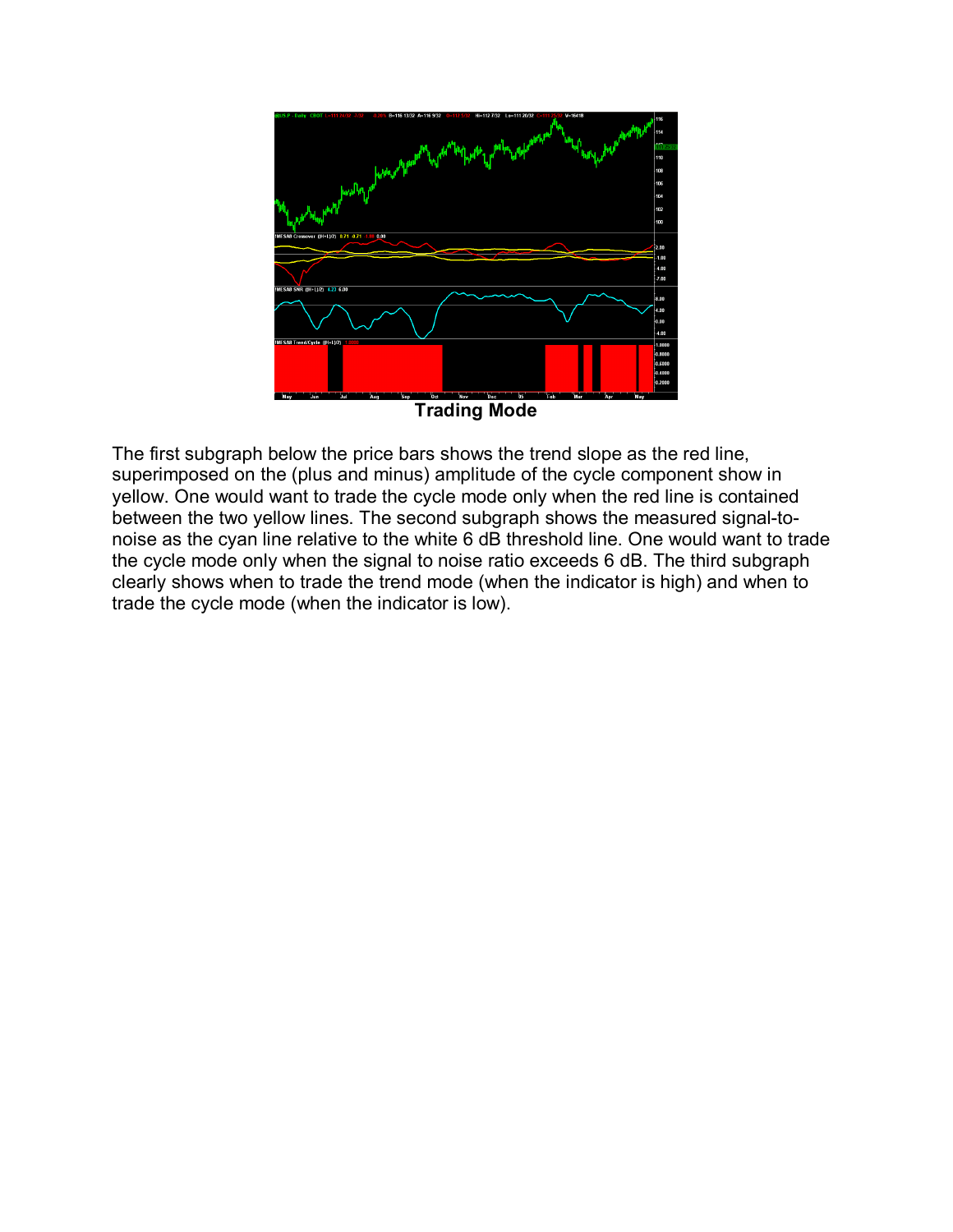**Trading Mode**

The first subgraph below the price bars shows the trend slope as the red line, superimposed on the (plus and minus) amplitude of the cycle component show in yellow. One would want to trade the cycle mode only when the red line is contained between the two yellow lines. The second subgraph shows the measured signal-to-noise as the cyan line relative to the white 6 dB threshold line. One would want to trade the cycle mode only when the signal to noise ratio exceeds 6 dB. The third subgraph clearly shows when to trade the trend mode (when the indicator is high) and when to trade the cycle mode (when the indicator is low).